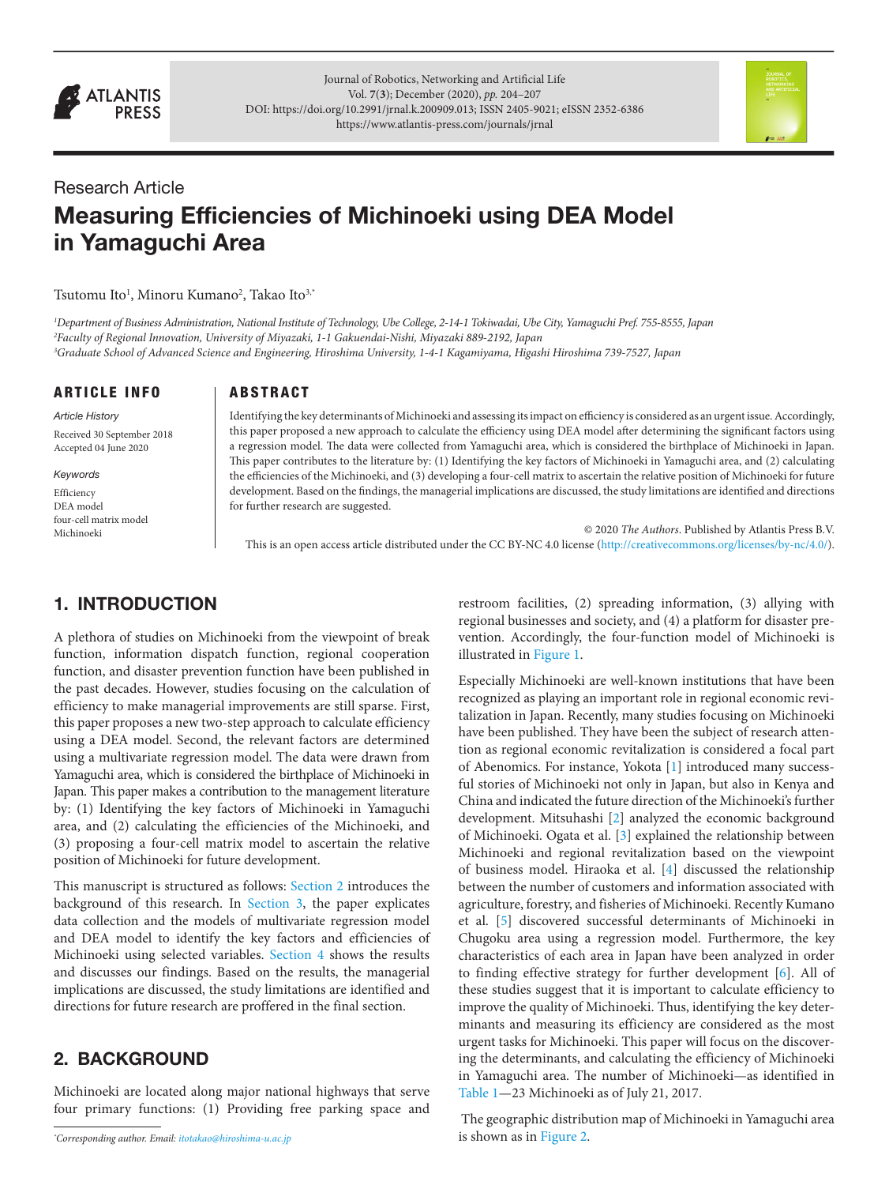Research Article

# Measuring Efficiencies of Michinoeki using DEA Model in Yamaguchi Area

Tsutomu Ito[1], Minoru Kumano[2], Takao Ito[3,*]

[1]Department of Business Administration, National Institute of Technology, Ube College, 2-14-1 Tokiwadai, Ube City, Yamaguchi Pref. 755-8555, Japan
[2]Faculty of Regional Innovation, University of Miyazaki, 1-1 Gakuendai-Nishi, Miyazaki 889-2192, Japan
[3]Graduate School of Advanced Science and Engineering, Hiroshima University, 1-4-1 Kagamiyama, Higashi Hiroshima 739-7527, Japan

## ARTICLE INFO

*Article History*

Received 30 September 2018
Accepted 04 June 2020

*Keywords*

Efficiency
DEA model
four-cell matrix model
Michinoeki

## ABSTRACT

Identifying the key determinants of Michinoeki and assessing its impact on efficiency is considered as an urgent issue. Accordingly, this paper proposed a new approach to calculate the efficiency using DEA model after determining the significant factors using a regression model. The data were collected from Yamaguchi area, which is considered the birthplace of Michinoeki in Japan. This paper contributes to the literature by: (1) Identifying the key factors of Michinoeki in Yamaguchi area, and (2) calculating the efficiencies of the Michinoeki, and (3) developing a four-cell matrix to ascertain the relative position of Michinoeki for future development. Based on the findings, the managerial implications are discussed, the study limitations are identified and directions for further research are suggested.

© 2020 *The Authors*. Published by Atlantis Press B.V.
This is an open access article distributed under the CC BY-NC 4.0 license (http://creativecommons.org/licenses/by-nc/4.0/).

## 1. INTRODUCTION

A plethora of studies on Michinoeki from the viewpoint of break function, information dispatch function, regional cooperation function, and disaster prevention function have been published in the past decades. However, studies focusing on the calculation of efficiency to make managerial improvements are still sparse. First, this paper proposes a new two-step approach to calculate efficiency using a DEA model. Second, the relevant factors are determined using a multivariate regression model. The data were drawn from Yamaguchi area, which is considered the birthplace of Michinoeki in Japan. This paper makes a contribution to the management literature by: (1) Identifying the key factors of Michinoeki in Yamaguchi area, and (2) calculating the efficiencies of the Michinoeki, and (3) proposing a four-cell matrix model to ascertain the relative position of Michinoeki for future development.

This manuscript is structured as follows: Section 2 introduces the background of this research. In Section 3, the paper explicates data collection and the models of multivariate regression model and DEA model to identify the key factors and efficiencies of Michinoeki using selected variables. Section 4 shows the results and discusses our findings. Based on the results, the managerial implications are discussed, the study limitations are identified and directions for future research are proffered in the final section.

## 2. BACKGROUND

Michinoeki are located along major national highways that serve four primary functions: (1) Providing free parking space and restroom facilities, (2) spreading information, (3) allying with regional businesses and society, and (4) a platform for disaster prevention. Accordingly, the four-function model of Michinoeki is illustrated in Figure 1.

Especially Michinoeki are well-known institutions that have been recognized as playing an important role in regional economic revitalization in Japan. Recently, many studies focusing on Michinoeki have been published. They have been the subject of research attention as regional economic revitalization is considered a focal part of Abenomics. For instance, Yokota [1] introduced many successful stories of Michinoeki not only in Japan, but also in Kenya and China and indicated the future direction of the Michinoeki's further development. Mitsuhashi [2] analyzed the economic background of Michinoeki. Ogata et al. [3] explained the relationship between Michinoeki and regional revitalization based on the viewpoint of business model. Hiraoka et al. [4] discussed the relationship between the number of customers and information associated with agriculture, forestry, and fisheries of Michinoeki. Recently Kumano et al. [5] discovered successful determinants of Michinoeki in Chugoku area using a regression model. Furthermore, the key characteristics of each area in Japan have been analyzed in order to finding effective strategy for further development [6]. All of these studies suggest that it is important to calculate efficiency to improve the quality of Michinoeki. Thus, identifying the key determinants and measuring its efficiency are considered as the most urgent tasks for Michinoeki. This paper will focus on the discovering the determinants, and calculating the efficiency of Michinoeki in Yamaguchi area. The number of Michinoeki—as identified in Table 1—23 Michinoeki as of July 21, 2017.

The geographic distribution map of Michinoeki in Yamaguchi area is shown as in Figure 2.

*Corresponding author. Email: itotakao@hiroshima-u.ac.jp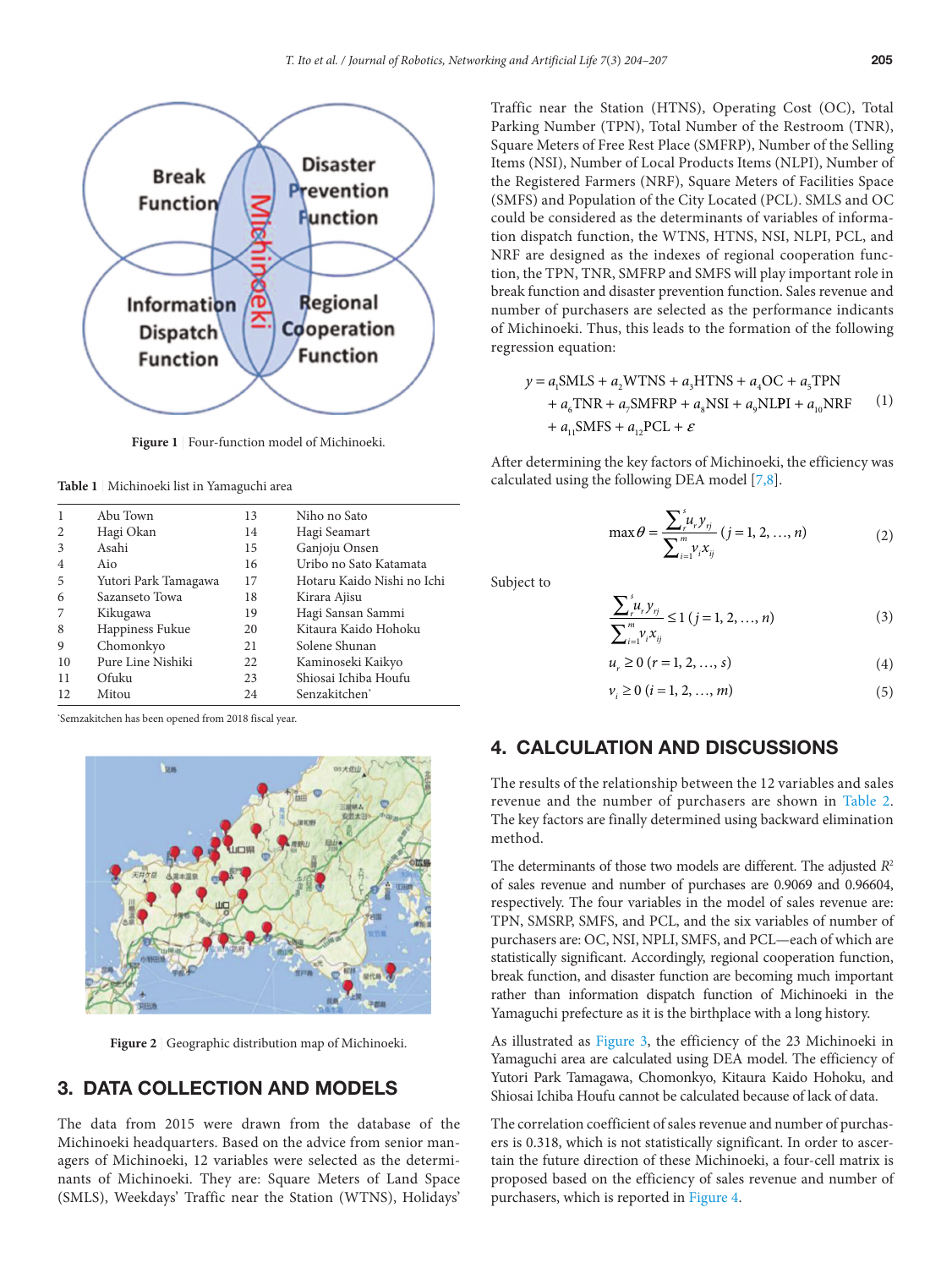Figure 1 | Four-function model of Michinoeki.

Table 1 | Michinoeki list in Yamaguchi area

| | | | |
|---|---|---|---|
| 1 | Abu Town | 13 | Niho no Sato |
| 2 | Hagi Okan | 14 | Hagi Seamart |
| 3 | Asahi | 15 | Ganjoju Onsen |
| 4 | Aio | 16 | Uribo no Sato Katamata |
| 5 | Yutori Park Tamagawa | 17 | Hotaru Kaido Nishi no Ichi |
| 6 | Sazanseto Towa | 18 | Kirara Ajisu |
| 7 | Kikugawa | 19 | Hagi Sansan Sammi |
| 8 | Happiness Fukue | 20 | Kitaura Kaido Hohoku |
| 9 | Chomonkyo | 21 | Solene Shunan |
| 10 | Pure Line Nishiki | 22 | Kaminoseki Kaikyo |
| 11 | Ofuku | 23 | Shiosai Ichiba Houfu |
| 12 | Mitou | 24 | Senzakitchen* |

*Semzakitchen has been opened from 2018 fiscal year.

Figure 2 | Geographic distribution map of Michinoeki.

## 3. DATA COLLECTION AND MODELS

The data from 2015 were drawn from the database of the Michinoeki headquarters. Based on the advice from senior managers of Michinoeki, 12 variables were selected as the determinants of Michinoeki. They are: Square Meters of Land Space (SMLS), Weekdays' Traffic near the Station (WTNS), Holidays' Traffic near the Station (HTNS), Operating Cost (OC), Total Parking Number (TPN), Total Number of the Restroom (TNR), Square Meters of Free Rest Place (SMFRP), Number of the Selling Items (NSI), Number of Local Products Items (NLPI), Number of the Registered Farmers (NRF), Square Meters of Facilities Space (SMFS) and Population of the City Located (PCL). SMLS and OC could be considered as the determinants of variables of information dispatch function, the WTNS, HTNS, NSI, NLPI, PCL, and NRF are designed as the indexes of regional cooperation function, the TPN, TNR, SMFRP and SMFS will play important role in break function and disaster prevention function. Sales revenue and number of purchasers are selected as the performance indicants of Michinoeki. Thus, this leads to the formation of the following regression equation:

$$
\begin{aligned}
y = a_1\text{SMLS} + a_2\text{WTNS} + a_3\text{HTNS} + a_4\text{OC} + a_5\text{TPN} \\
+ a_6\text{TNR} + a_7\text{SMFRP} + a_8\text{NSI} + a_9\text{NLPI} + a_{10}\text{NRF} \\
+ a_{11}\text{SMFS} + a_{12}\text{PCL} + \varepsilon
\end{aligned} \quad (1)
$$

After determining the key factors of Michinoeki, the efficiency was calculated using the following DEA model [7,8].

$$\max \theta = \frac{\sum_r^s u_r y_{rj}}{\sum_{i=1}^m v_i x_{ij}} \; (j = 1, 2, \ldots, n) \quad (2)$$

Subject to

$$\frac{\sum_r^s u_r y_{rj}}{\sum_{i=1}^m v_i x_{ij}} \leq 1 \; (j = 1, 2, \ldots, n) \quad (3)$$

$$u_r \geq 0 \; (r = 1, 2, \ldots, s) \quad (4)$$

$$v_i \geq 0 \; (i = 1, 2, \ldots, m) \quad (5)$$

## 4. CALCULATION AND DISCUSSIONS

The results of the relationship between the 12 variables and sales revenue and the number of purchasers are shown in Table 2. The key factors are finally determined using backward elimination method.

The determinants of those two models are different. The adjusted $R^2$ of sales revenue and number of purchases are 0.9069 and 0.96604, respectively. The four variables in the model of sales revenue are: TPN, SMSRP, SMFS, and PCL, and the six variables of number of purchasers are: OC, NSI, NPLI, SMFS, and PCL—each of which are statistically significant. Accordingly, regional cooperation function, break function, and disaster function are becoming much important rather than information dispatch function of Michinoeki in the Yamaguchi prefecture as it is the birthplace with a long history.

As illustrated as Figure 3, the efficiency of the 23 Michinoeki in Yamaguchi area are calculated using DEA model. The efficiency of Yutori Park Tamagawa, Chomonkyo, Kitaura Kaido Hohoku, and Shiosai Ichiba Houfu cannot be calculated because of lack of data.

The correlation coefficient of sales revenue and number of purchasers is 0.318, which is not statistically significant. In order to ascertain the future direction of these Michinoeki, a four-cell matrix is proposed based on the efficiency of sales revenue and number of purchasers, which is reported in Figure 4.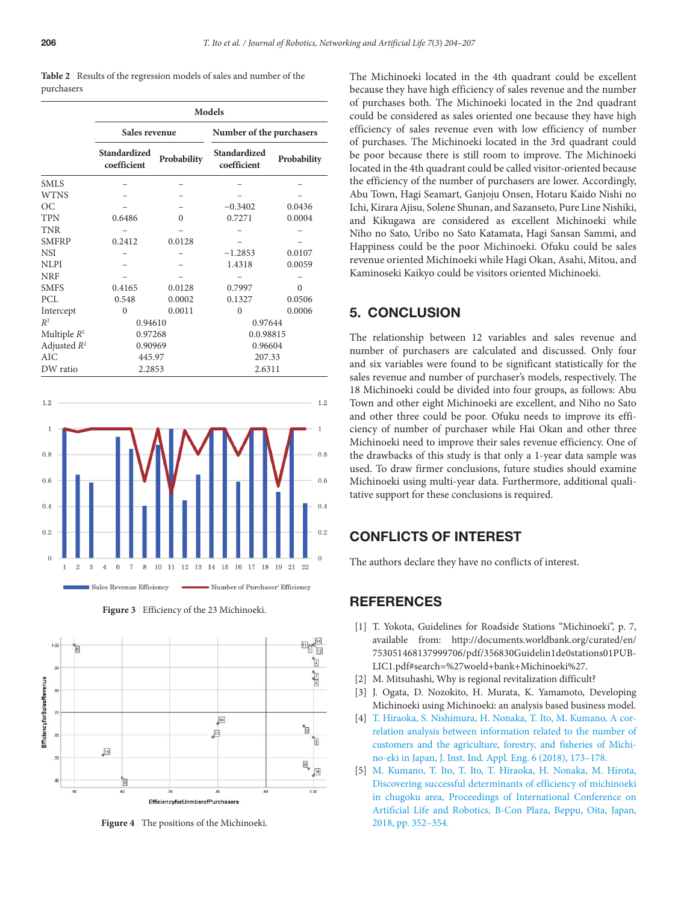**Table 2** | Results of the regression models of sales and number of the purchasers

| | Models | | | |
|---|---|---|---|---|
| | Sales revenue | | Number of the purchasers | |
| | Standardized coefficient | Probability | Standardized coefficient | Probability |
| SMLS | – | – | – | – |
| WTNS | – | – | – | – |
| OC | – | – | −0.3402 | 0.0436 |
| TPN | 0.6486 | 0 | 0.7271 | 0.0004 |
| TNR | – | – | – | – |
| SMFRP | 0.2412 | 0.0128 | – | – |
| NSI | – | – | −1.2853 | 0.0107 |
| NLPI | – | – | 1.4318 | 0.0059 |
| NRF | – | – | – | – |
| SMFS | 0.4165 | 0.0128 | 0.7997 | 0 |
| PCL | 0.548 | 0.0002 | 0.1327 | 0.0506 |
| Intercept | 0 | 0.0011 | 0 | 0.0006 |
| $R^2$ | 0.94610 | | 0.97644 | |
| Multiple $R^2$ | 0.97268 | | 0.0.98815 | |
| Adjusted $R^2$ | 0.90969 | | 0.96604 | |
| AIC | 445.97 | | 207.33 | |
| DW ratio | 2.2853 | | 2.6311 | |

**Figure 3** | Efficiency of the 23 Michinoeki.

**Figure 4** | The positions of the Michinoeki.

The Michinoeki located in the 4th quadrant could be excellent because they have high efficiency of sales revenue and the number of purchases both. The Michinoeki located in the 2nd quadrant could be considered as sales oriented one because they have high efficiency of sales revenue even with low efficiency of number of purchases. The Michinoeki located in the 3rd quadrant could be poor because there is still room to improve. The Michinoeki located in the 4th quadrant could be called visitor-oriented because the efficiency of the number of purchasers are lower. Accordingly, Abu Town, Hagi Seamart, Ganjoju Onsen, Hotaru Kaido Nishi no Ichi, Kirara Ajisu, Solene Shunan, and Sazanseto, Pure Line Nishiki, and Kikugawa are considered as excellent Michinoeki while Niho no Sato, Uribo no Sato Katamata, Hagi Sansan Sammi, and Happiness could be the poor Michinoeki. Ofuku could be sales revenue oriented Michinoeki while Hagi Okan, Asahi, Mitou, and Kaminoseki Kaikyo could be visitors oriented Michinoeki.

## 5. CONCLUSION

The relationship between 12 variables and sales revenue and number of purchasers are calculated and discussed. Only four and six variables were found to be significant statistically for the sales revenue and number of purchaser's models, respectively. The 18 Michinoeki could be divided into four groups, as follows: Abu Town and other eight Michinoeki are excellent, and Niho no Sato and other three could be poor. Ofuku needs to improve its efficiency of number of purchaser while Hai Okan and other three Michinoeki need to improve their sales revenue efficiency. One of the drawbacks of this study is that only a 1-year data sample was used. To draw firmer conclusions, future studies should examine Michinoeki using multi-year data. Furthermore, additional qualitative support for these conclusions is required.

## CONFLICTS OF INTEREST

The authors declare they have no conflicts of interest.

## REFERENCES

[1] T. Yokota, Guidelines for Roadside Stations "Michinoeki", p. 7, available from: http://documents.worldbank.org/curated/en/753051468137999706/pdf/356830Guidelin1de0stations01PUBLIC1.pdf#search=%27woeld+bank+Michinoeki%27.

[2] M. Mitsuhashi, Why is regional revitalization difficult?

[3] J. Ogata, D. Nozokito, H. Murata, K. Yamamoto, Developing Michinoeki using Michinoeki: an analysis based business model.

[4] T. Hiraoka, S. Nishimura, H. Nonaka, T. Ito, M. Kumano, A correlation analysis between information related to the number of customers and the agriculture, forestry, and fisheries of Michi-no-eki in Japan, J. Inst. Ind. Appl. Eng. 6 (2018), 173–178.

[5] M. Kumano, T. Ito, T. Ito, T. Hiraoka, H. Nonaka, M. Hirota, Discovering successful determinants of efficiency of michinoeki in chugoku area, Proceedings of International Conference on Artificial Life and Robotics, B-Con Plaza, Beppu, Oita, Japan, 2018, pp. 352–354.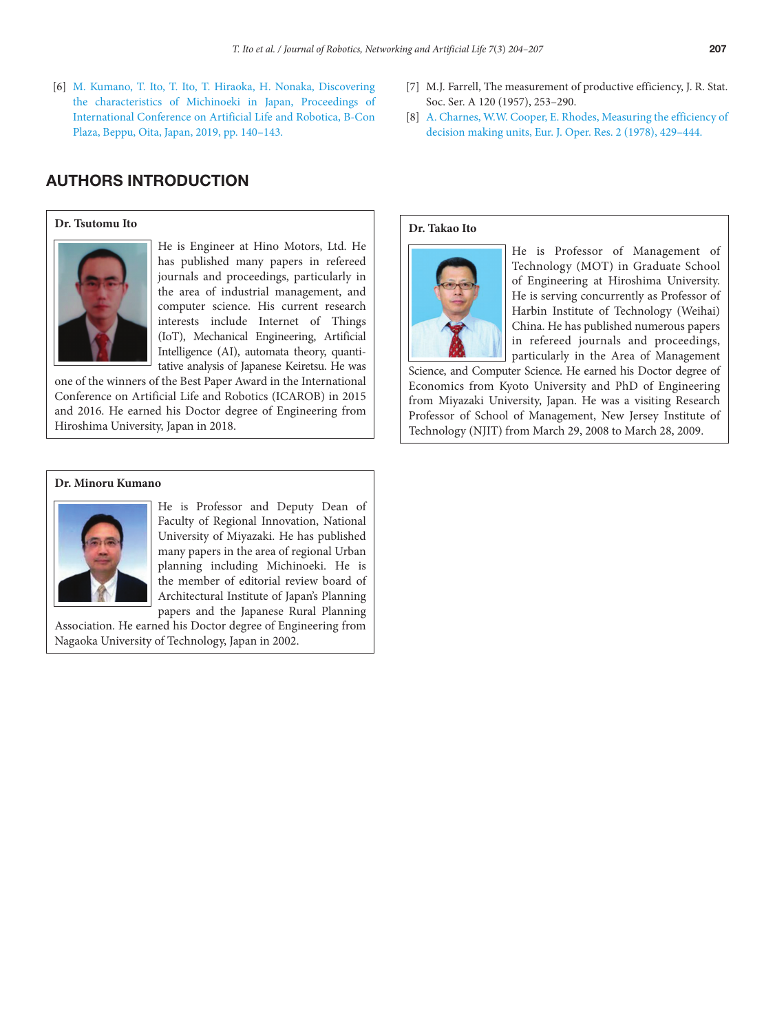[6] M. Kumano, T. Ito, T. Ito, T. Hiraoka, H. Nonaka, Discovering the characteristics of Michinoeki in Japan, Proceedings of International Conference on Artificial Life and Robotica, B-Con Plaza, Beppu, Oita, Japan, 2019, pp. 140–143.

[7] M.J. Farrell, The measurement of productive efficiency, J. R. Stat. Soc. Ser. A 120 (1957), 253–290.

[8] A. Charnes, W.W. Cooper, E. Rhodes, Measuring the efficiency of decision making units, Eur. J. Oper. Res. 2 (1978), 429–444.

## AUTHORS INTRODUCTION

**Dr. Tsutomu Ito**

He is Engineer at Hino Motors, Ltd. He has published many papers in refereed journals and proceedings, particularly in the area of industrial management, and computer science. His current research interests include Internet of Things (IoT), Mechanical Engineering, Artificial Intelligence (AI), automata theory, quantitative analysis of Japanese Keiretsu. He was one of the winners of the Best Paper Award in the International Conference on Artificial Life and Robotics (ICAROB) in 2015 and 2016. He earned his Doctor degree of Engineering from Hiroshima University, Japan in 2018.

**Dr. Minoru Kumano**

He is Professor and Deputy Dean of Faculty of Regional Innovation, National University of Miyazaki. He has published many papers in the area of regional Urban planning including Michinoeki. He is the member of editorial review board of Architectural Institute of Japan's Planning papers and the Japanese Rural Planning Association. He earned his Doctor degree of Engineering from Nagaoka University of Technology, Japan in 2002.

**Dr. Takao Ito**

He is Professor of Management of Technology (MOT) in Graduate School of Engineering at Hiroshima University. He is serving concurrently as Professor of Harbin Institute of Technology (Weihai) China. He has published numerous papers in refereed journals and proceedings, particularly in the Area of Management Science, and Computer Science. He earned his Doctor degree of Economics from Kyoto University and PhD of Engineering from Miyazaki University, Japan. He was a visiting Research Professor of School of Management, New Jersey Institute of Technology (NJIT) from March 29, 2008 to March 28, 2009.